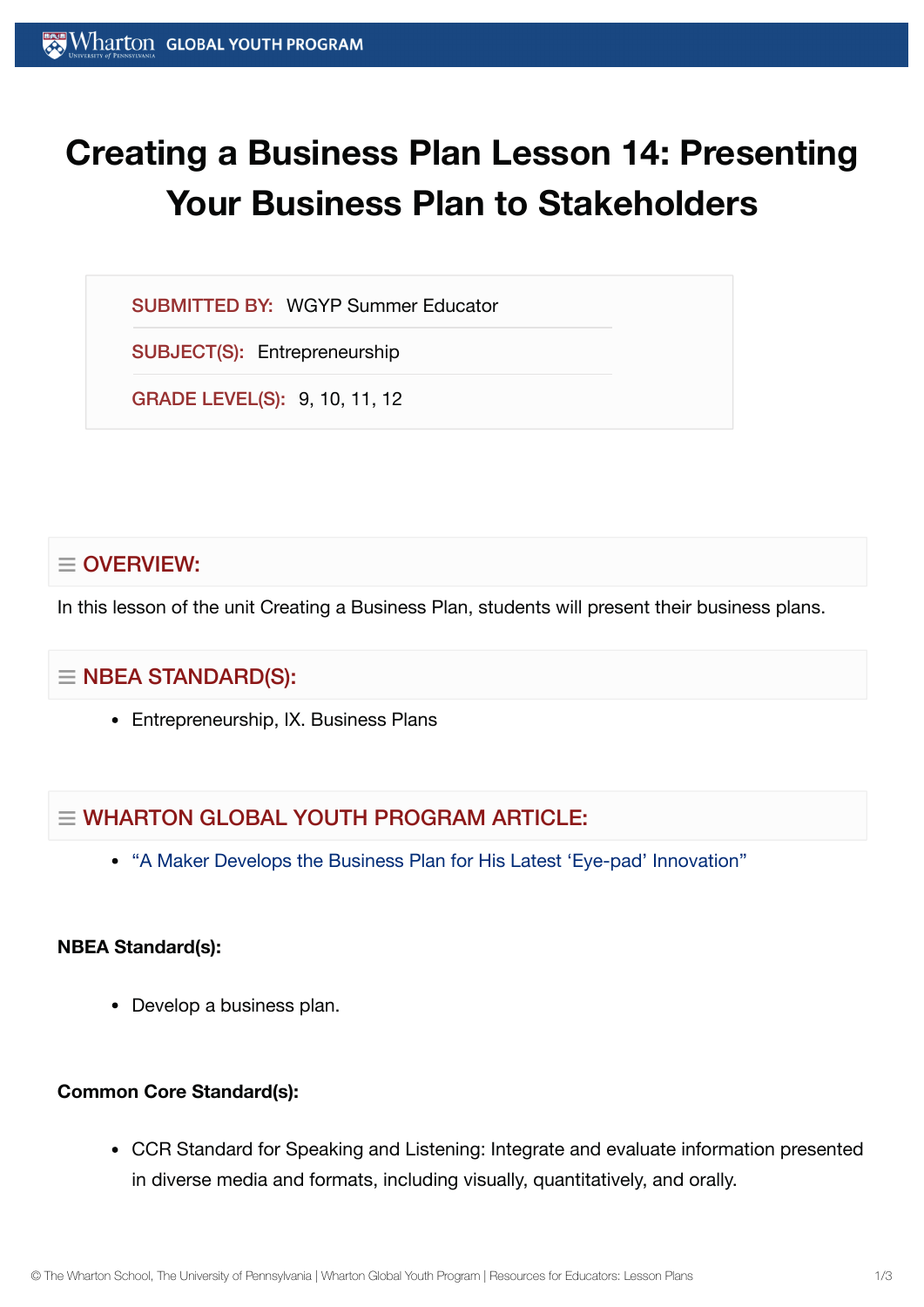# Creating a Business Plan Lesson 14: Presenting Your Business Plan to Stakeholders

**SUBMITTED BY:** WGYP Summer Educator

**SUBJECT(S):** Entrepreneurship

**GRADE LEVEL(S):** 9, 10, 11, 12

## OVERVIEW:

In this lesson of the unit Creating a Business Plan, students will present their business plans.

## NBEA STANDARD(S):

- Entrepreneurship, IX. Business Plans

## WHARTON GLOBAL YOUTH PROGRAM ARTICLE:

- "A Maker Develops the Business Plan for His Latest 'Eye-pad' Innovation"

**NBEA Standard(s):**

- Develop a business plan.

**Common Core Standard(s):**

- CCR Standard for Speaking and Listening: Integrate and evaluate information presented in diverse media and formats, including visually, quantitatively, and orally.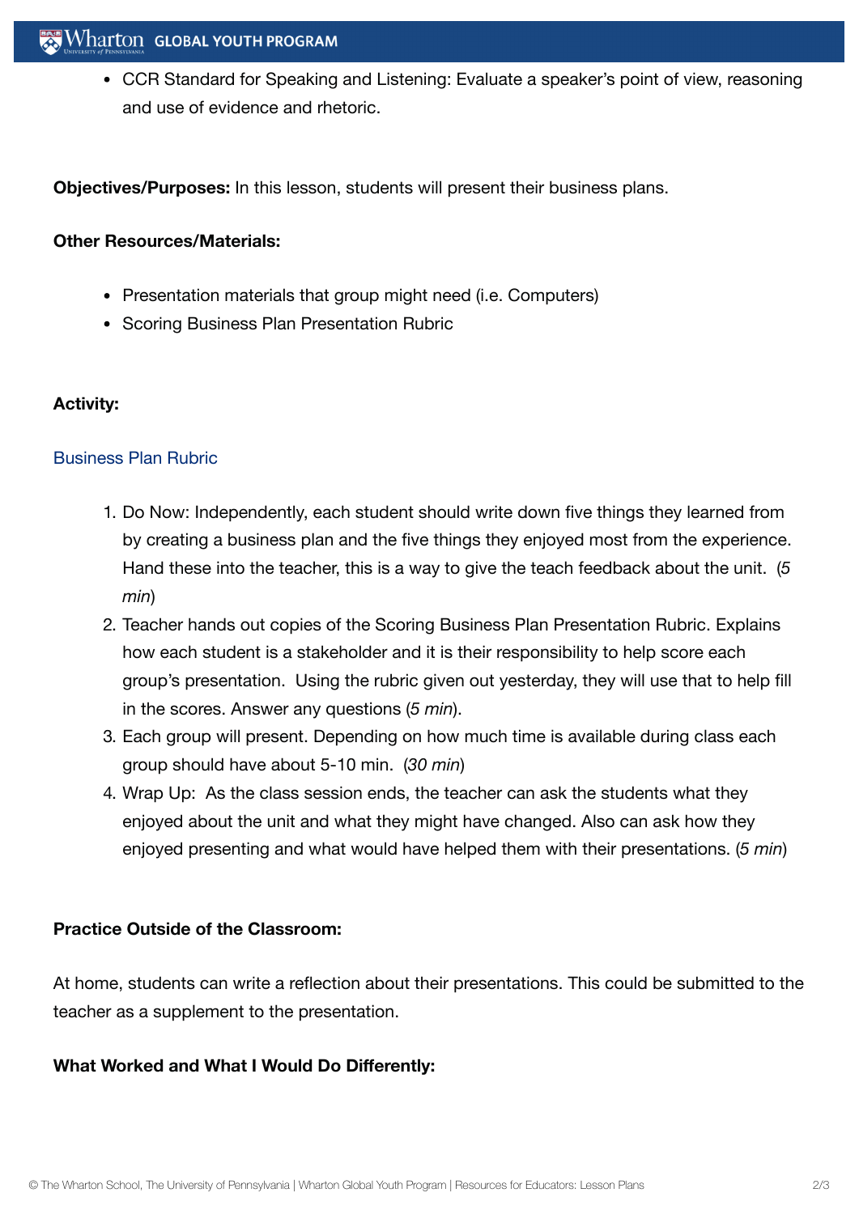- CCR Standard for Speaking and Listening: Evaluate a speaker's point of view, reasoning and use of evidence and rhetoric.

**Objectives/Purposes:** In this lesson, students will present their business plans.

**Other Resources/Materials:**

- Presentation materials that group might need (i.e. Computers)
- Scoring Business Plan Presentation Rubric

**Activity:**

Business Plan Rubric

1. Do Now: Independently, each student should write down five things they learned from by creating a business plan and the five things they enjoyed most from the experience. Hand these into the teacher, this is a way to give the teach feedback about the unit. (*5 min*)
2. Teacher hands out copies of the Scoring Business Plan Presentation Rubric. Explains how each student is a stakeholder and it is their responsibility to help score each group's presentation. Using the rubric given out yesterday, they will use that to help fill in the scores. Answer any questions (*5 min*).
3. Each group will present. Depending on how much time is available during class each group should have about 5-10 min. (*30 min*)
4. Wrap Up: As the class session ends, the teacher can ask the students what they enjoyed about the unit and what they might have changed. Also can ask how they enjoyed presenting and what would have helped them with their presentations. (*5 min*)

**Practice Outside of the Classroom:**

At home, students can write a reflection about their presentations. This could be submitted to the teacher as a supplement to the presentation.

**What Worked and What I Would Do Differently:**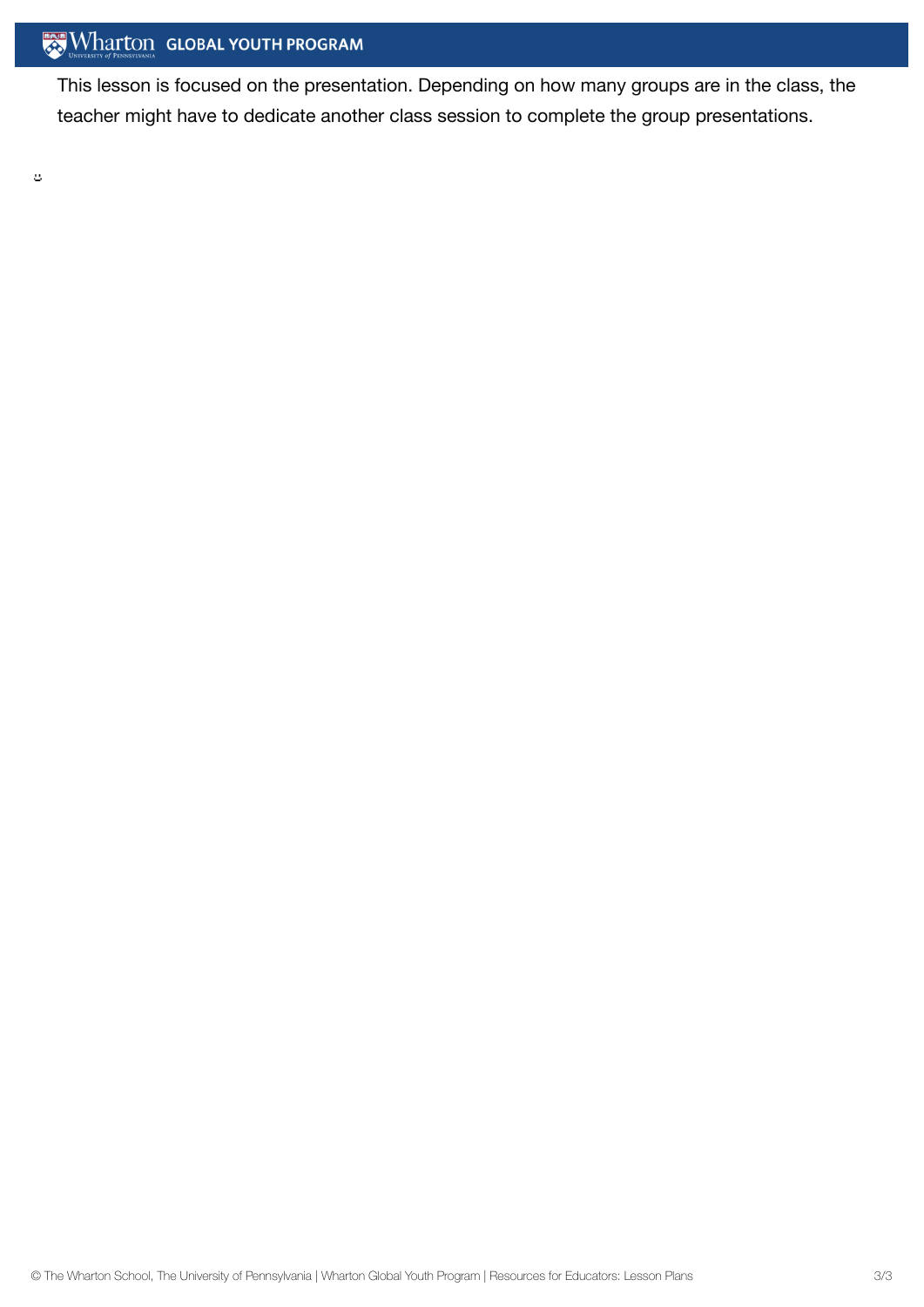This lesson is focused on the presentation. Depending on how many groups are in the class, the teacher might have to dedicate another class session to complete the group presentations.